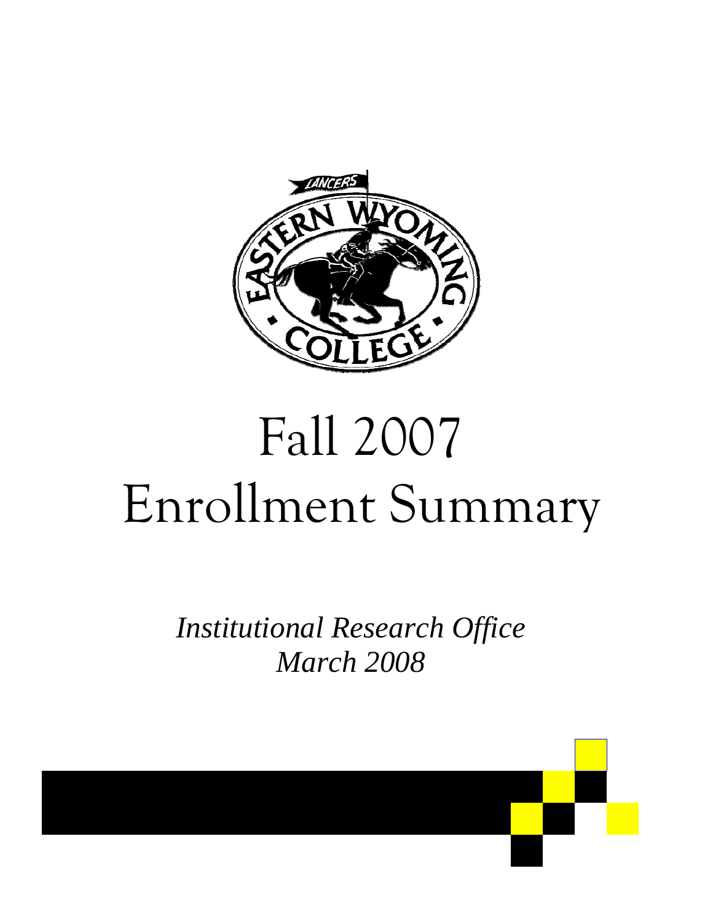# Fall 2007
# Enrollment Summary

*Institutional Research Office*
*March 2008*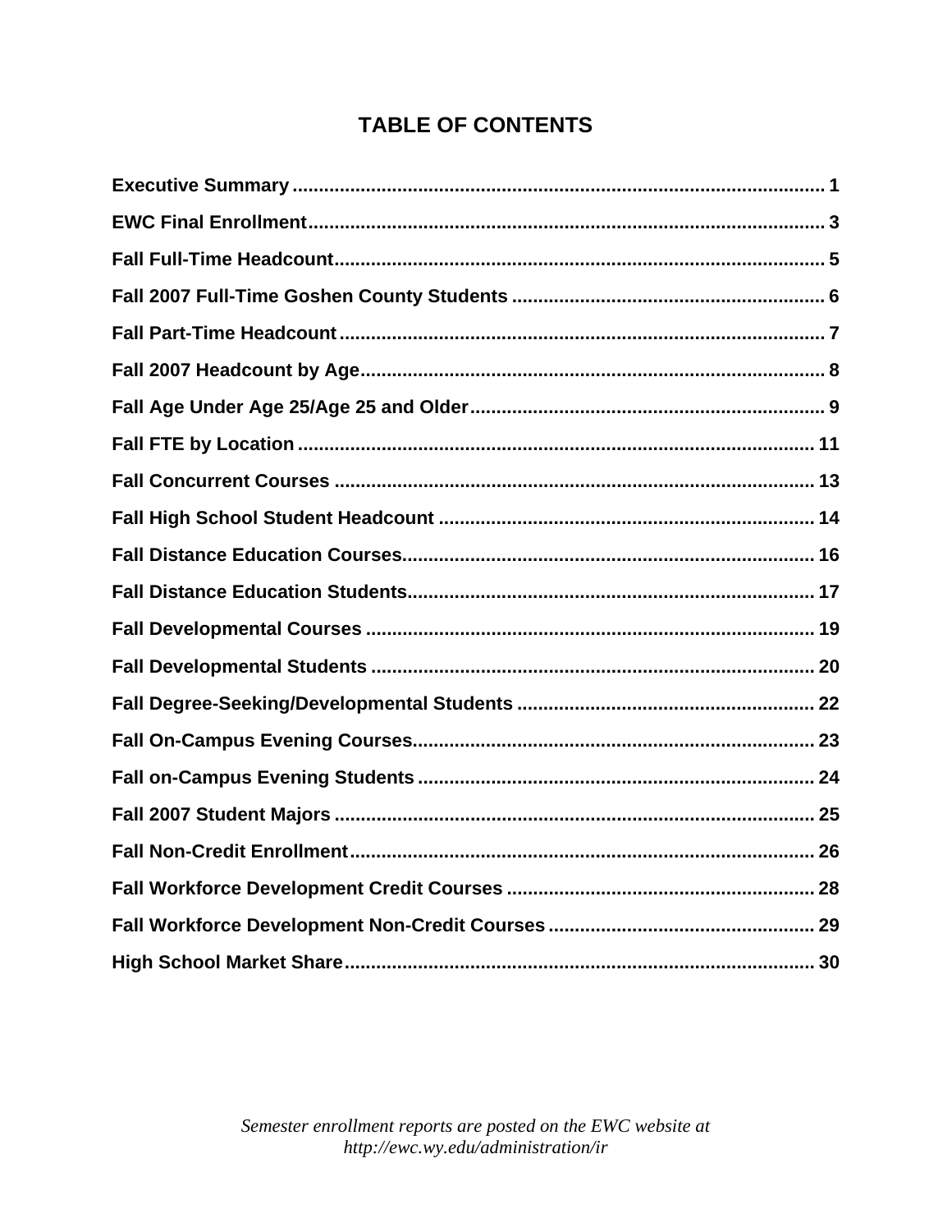# TABLE OF CONTENTS

**Executive Summary** ..................... 1

**EWC Final Enrollment** ..................... 3

**Fall Full-Time Headcount** ..................... 5

**Fall 2007 Full-Time Goshen County Students** ..................... 6

**Fall Part-Time Headcount** ..................... 7

**Fall 2007 Headcount by Age** ..................... 8

**Fall Age Under Age 25/Age 25 and Older** ..................... 9

**Fall FTE by Location** ..................... 11

**Fall Concurrent Courses** ..................... 13

**Fall High School Student Headcount** ..................... 14

**Fall Distance Education Courses** ..................... 16

**Fall Distance Education Students** ..................... 17

**Fall Developmental Courses** ..................... 19

**Fall Developmental Students** ..................... 20

**Fall Degree-Seeking/Developmental Students** ..................... 22

**Fall On-Campus Evening Courses** ..................... 23

**Fall on-Campus Evening Students** ..................... 24

**Fall 2007 Student Majors** ..................... 25

**Fall Non-Credit Enrollment** ..................... 26

**Fall Workforce Development Credit Courses** ..................... 28

**Fall Workforce Development Non-Credit Courses** ..................... 29

**High School Market Share** ..................... 30

*Semester enrollment reports are posted on the EWC website at http://ewc.wy.edu/administration/ir*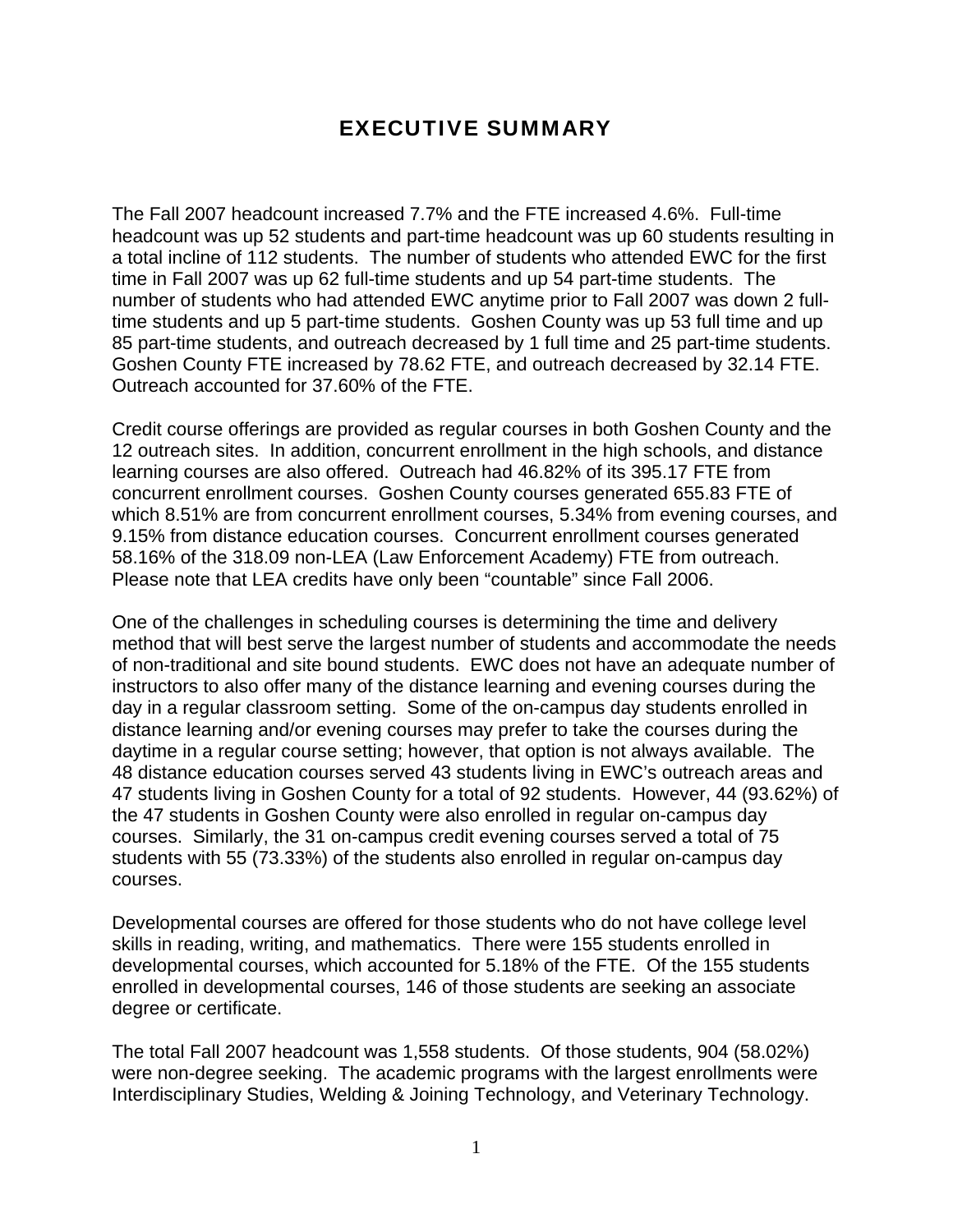# EXECUTIVE SUMMARY

The Fall 2007 headcount increased 7.7% and the FTE increased 4.6%. Full-time headcount was up 52 students and part-time headcount was up 60 students resulting in a total incline of 112 students. The number of students who attended EWC for the first time in Fall 2007 was up 62 full-time students and up 54 part-time students. The number of students who had attended EWC anytime prior to Fall 2007 was down 2 full-time students and up 5 part-time students. Goshen County was up 53 full time and up 85 part-time students, and outreach decreased by 1 full time and 25 part-time students. Goshen County FTE increased by 78.62 FTE, and outreach decreased by 32.14 FTE. Outreach accounted for 37.60% of the FTE.

Credit course offerings are provided as regular courses in both Goshen County and the 12 outreach sites. In addition, concurrent enrollment in the high schools, and distance learning courses are also offered. Outreach had 46.82% of its 395.17 FTE from concurrent enrollment courses. Goshen County courses generated 655.83 FTE of which 8.51% are from concurrent enrollment courses, 5.34% from evening courses, and 9.15% from distance education courses. Concurrent enrollment courses generated 58.16% of the 318.09 non-LEA (Law Enforcement Academy) FTE from outreach. Please note that LEA credits have only been "countable" since Fall 2006.

One of the challenges in scheduling courses is determining the time and delivery method that will best serve the largest number of students and accommodate the needs of non-traditional and site bound students. EWC does not have an adequate number of instructors to also offer many of the distance learning and evening courses during the day in a regular classroom setting. Some of the on-campus day students enrolled in distance learning and/or evening courses may prefer to take the courses during the daytime in a regular course setting; however, that option is not always available. The 48 distance education courses served 43 students living in EWC's outreach areas and 47 students living in Goshen County for a total of 92 students. However, 44 (93.62%) of the 47 students in Goshen County were also enrolled in regular on-campus day courses. Similarly, the 31 on-campus credit evening courses served a total of 75 students with 55 (73.33%) of the students also enrolled in regular on-campus day courses.

Developmental courses are offered for those students who do not have college level skills in reading, writing, and mathematics. There were 155 students enrolled in developmental courses, which accounted for 5.18% of the FTE. Of the 155 students enrolled in developmental courses, 146 of those students are seeking an associate degree or certificate.

The total Fall 2007 headcount was 1,558 students. Of those students, 904 (58.02%) were non-degree seeking. The academic programs with the largest enrollments were Interdisciplinary Studies, Welding & Joining Technology, and Veterinary Technology.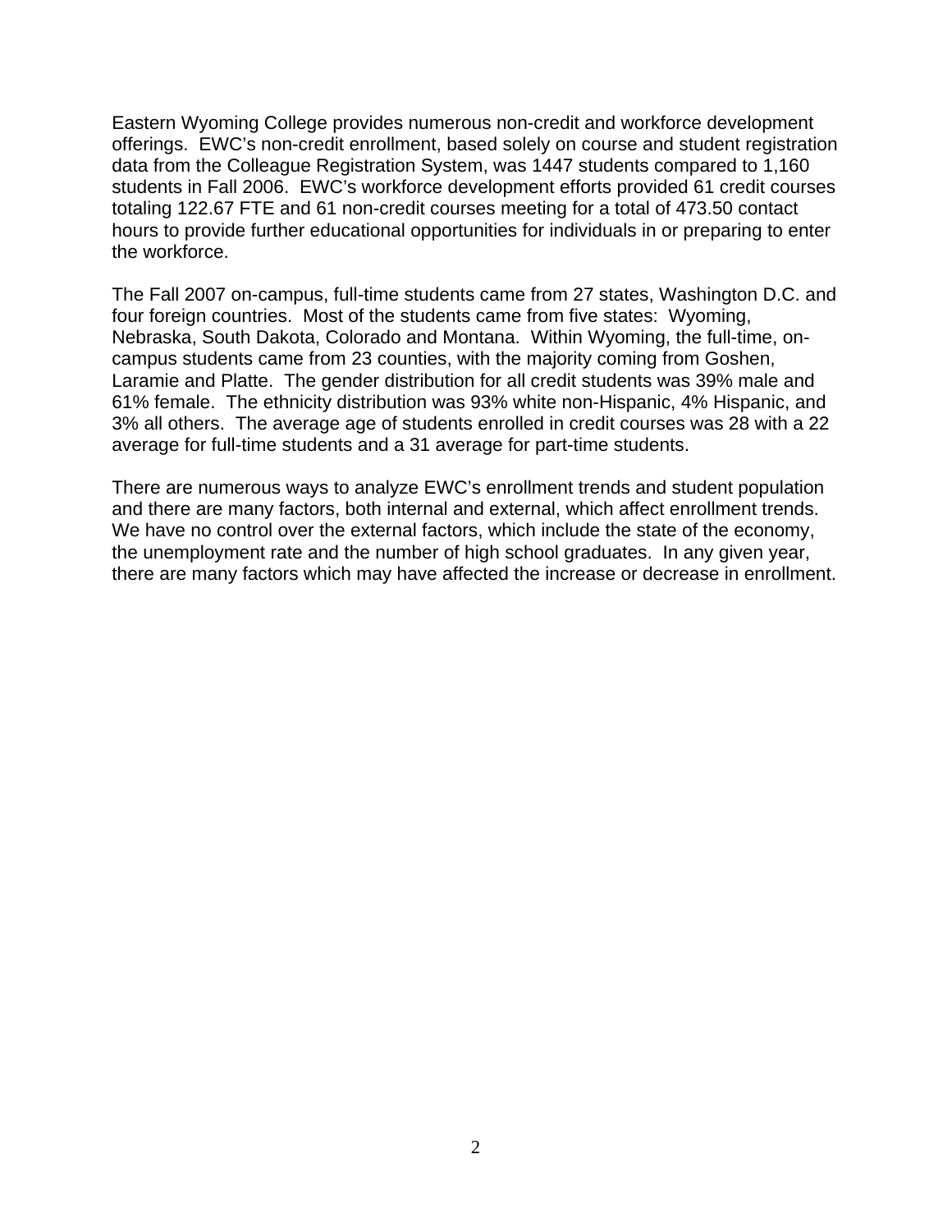Eastern Wyoming College provides numerous non-credit and workforce development offerings. EWC's non-credit enrollment, based solely on course and student registration data from the Colleague Registration System, was 1447 students compared to 1,160 students in Fall 2006. EWC's workforce development efforts provided 61 credit courses totaling 122.67 FTE and 61 non-credit courses meeting for a total of 473.50 contact hours to provide further educational opportunities for individuals in or preparing to enter the workforce.

The Fall 2007 on-campus, full-time students came from 27 states, Washington D.C. and four foreign countries. Most of the students came from five states: Wyoming, Nebraska, South Dakota, Colorado and Montana. Within Wyoming, the full-time, on-campus students came from 23 counties, with the majority coming from Goshen, Laramie and Platte. The gender distribution for all credit students was 39% male and 61% female. The ethnicity distribution was 93% white non-Hispanic, 4% Hispanic, and 3% all others. The average age of students enrolled in credit courses was 28 with a 22 average for full-time students and a 31 average for part-time students.

There are numerous ways to analyze EWC's enrollment trends and student population and there are many factors, both internal and external, which affect enrollment trends. We have no control over the external factors, which include the state of the economy, the unemployment rate and the number of high school graduates. In any given year, there are many factors which may have affected the increase or decrease in enrollment.